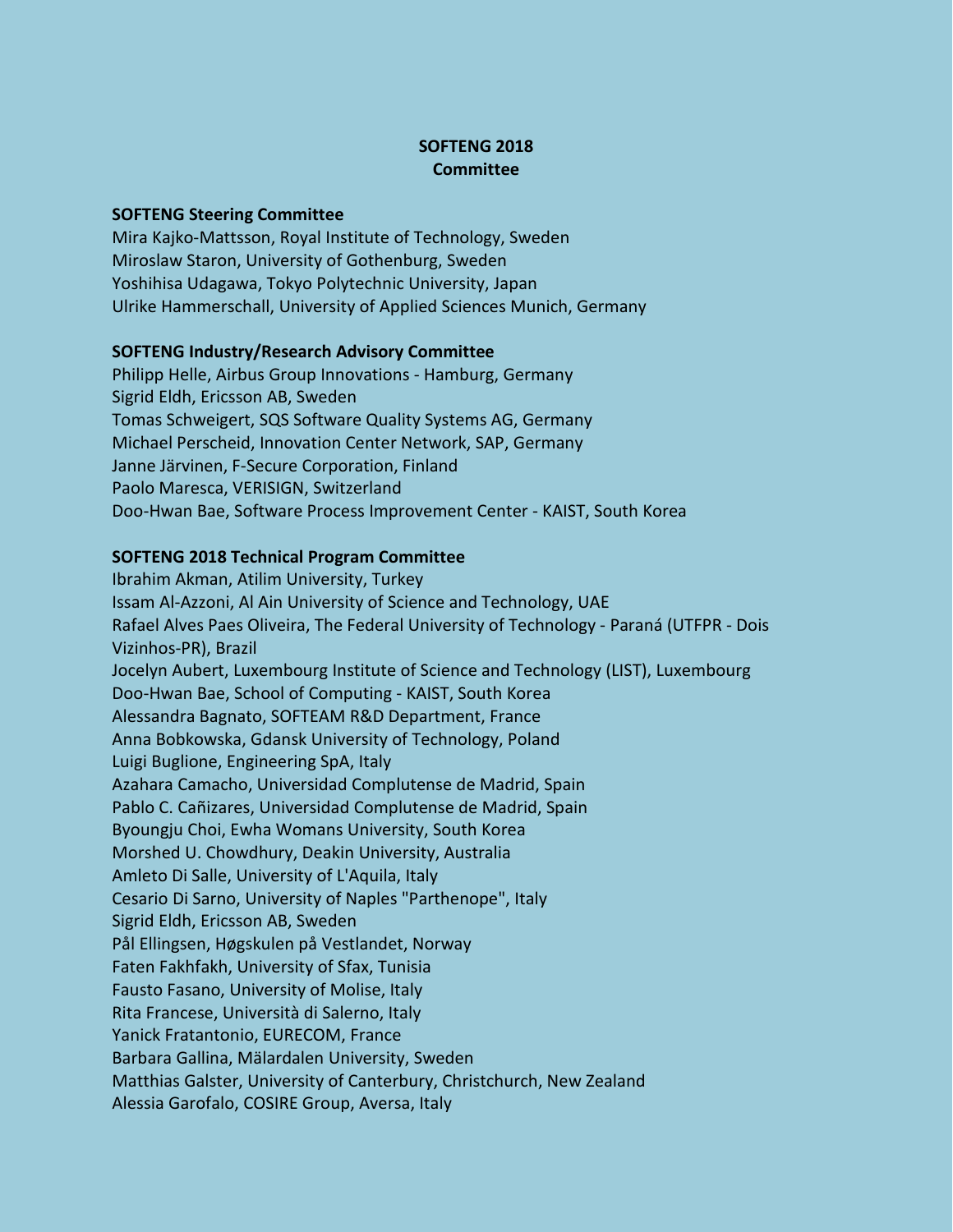# SOFTENG 2018
# Committee

## SOFTENG Steering Committee

Mira Kajko-Mattsson, Royal Institute of Technology, Sweden
Miroslaw Staron, University of Gothenburg, Sweden
Yoshihisa Udagawa, Tokyo Polytechnic University, Japan
Ulrike Hammerschall, University of Applied Sciences Munich, Germany

## SOFTENG Industry/Research Advisory Committee

Philipp Helle, Airbus Group Innovations - Hamburg, Germany
Sigrid Eldh, Ericsson AB, Sweden
Tomas Schweigert, SQS Software Quality Systems AG, Germany
Michael Perscheid, Innovation Center Network, SAP, Germany
Janne Järvinen, F-Secure Corporation, Finland
Paolo Maresca, VERISIGN, Switzerland
Doo-Hwan Bae, Software Process Improvement Center - KAIST, South Korea

## SOFTENG 2018 Technical Program Committee

Ibrahim Akman, Atilim University, Turkey
Issam Al-Azzoni, Al Ain University of Science and Technology, UAE
Rafael Alves Paes Oliveira, The Federal University of Technology - Paraná (UTFPR - Dois Vizinhos-PR), Brazil
Jocelyn Aubert, Luxembourg Institute of Science and Technology (LIST), Luxembourg
Doo-Hwan Bae, School of Computing - KAIST, South Korea
Alessandra Bagnato, SOFTEAM R&D Department, France
Anna Bobkowska, Gdansk University of Technology, Poland
Luigi Buglione, Engineering SpA, Italy
Azahara Camacho, Universidad Complutense de Madrid, Spain
Pablo C. Cañizares, Universidad Complutense de Madrid, Spain
Byoungju Choi, Ewha Womans University, South Korea
Morshed U. Chowdhury, Deakin University, Australia
Amleto Di Salle, University of L'Aquila, Italy
Cesario Di Sarno, University of Naples "Parthenope", Italy
Sigrid Eldh, Ericsson AB, Sweden
Pål Ellingsen, Høgskulen på Vestlandet, Norway
Faten Fakhfakh, University of Sfax, Tunisia
Fausto Fasano, University of Molise, Italy
Rita Francese, Università di Salerno, Italy
Yanick Fratantonio, EURECOM, France
Barbara Gallina, Mälardalen University, Sweden
Matthias Galster, University of Canterbury, Christchurch, New Zealand
Alessia Garofalo, COSIRE Group, Aversa, Italy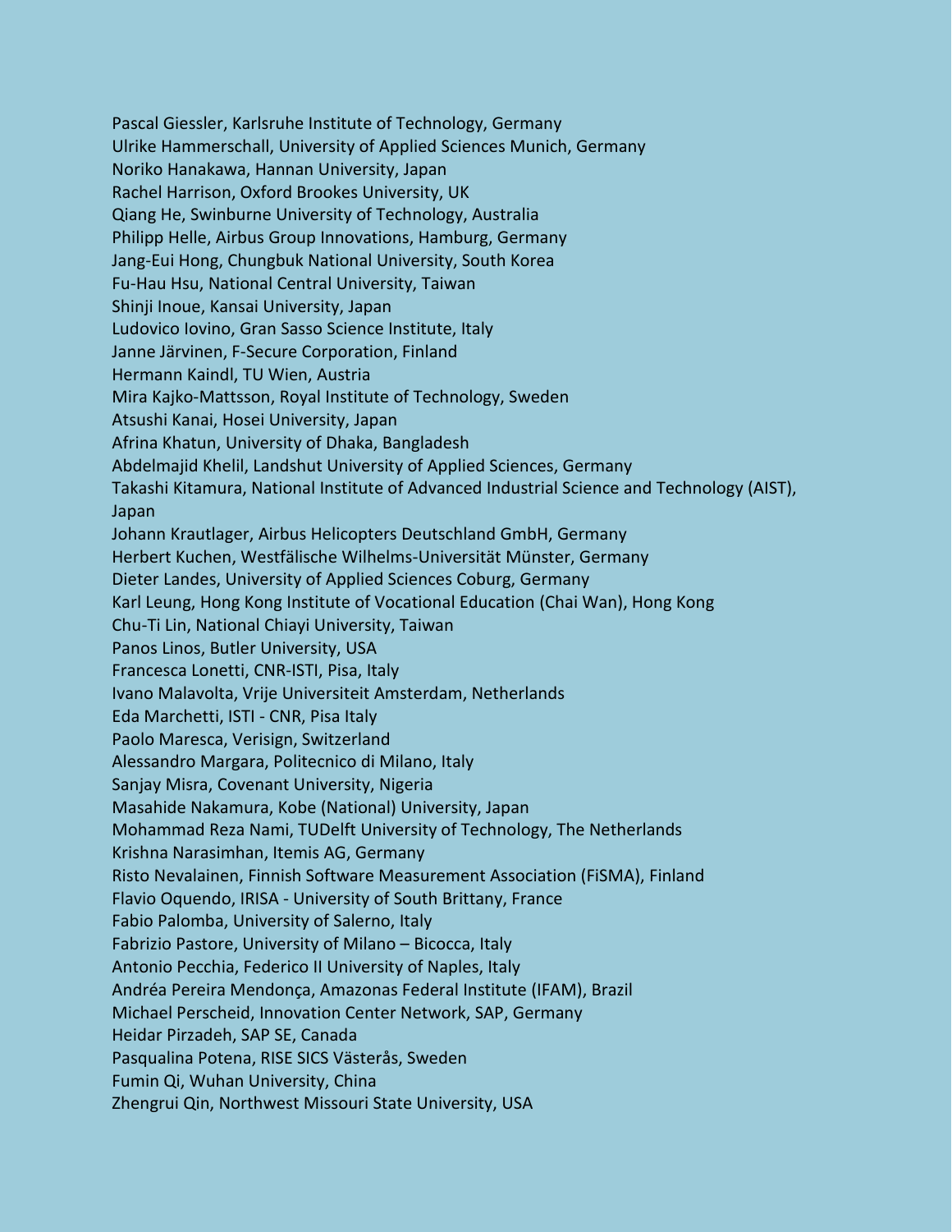Pascal Giessler, Karlsruhe Institute of Technology, Germany
Ulrike Hammerschall, University of Applied Sciences Munich, Germany
Noriko Hanakawa, Hannan University, Japan
Rachel Harrison, Oxford Brookes University, UK
Qiang He, Swinburne University of Technology, Australia
Philipp Helle, Airbus Group Innovations, Hamburg, Germany
Jang-Eui Hong, Chungbuk National University, South Korea
Fu-Hau Hsu, National Central University, Taiwan
Shinji Inoue, Kansai University, Japan
Ludovico Iovino, Gran Sasso Science Institute, Italy
Janne Järvinen, F-Secure Corporation, Finland
Hermann Kaindl, TU Wien, Austria
Mira Kajko-Mattsson, Royal Institute of Technology, Sweden
Atsushi Kanai, Hosei University, Japan
Afrina Khatun, University of Dhaka, Bangladesh
Abdelmajid Khelil, Landshut University of Applied Sciences, Germany
Takashi Kitamura, National Institute of Advanced Industrial Science and Technology (AIST), Japan
Johann Krautlager, Airbus Helicopters Deutschland GmbH, Germany
Herbert Kuchen, Westfälische Wilhelms-Universität Münster, Germany
Dieter Landes, University of Applied Sciences Coburg, Germany
Karl Leung, Hong Kong Institute of Vocational Education (Chai Wan), Hong Kong
Chu-Ti Lin, National Chiayi University, Taiwan
Panos Linos, Butler University, USA
Francesca Lonetti, CNR-ISTI, Pisa, Italy
Ivano Malavolta, Vrije Universiteit Amsterdam, Netherlands
Eda Marchetti, ISTI - CNR, Pisa Italy
Paolo Maresca, Verisign, Switzerland
Alessandro Margara, Politecnico di Milano, Italy
Sanjay Misra, Covenant University, Nigeria
Masahide Nakamura, Kobe (National) University, Japan
Mohammad Reza Nami, TUDelft University of Technology, The Netherlands
Krishna Narasimhan, Itemis AG, Germany
Risto Nevalainen, Finnish Software Measurement Association (FiSMA), Finland
Flavio Oquendo, IRISA - University of South Brittany, France
Fabio Palomba, University of Salerno, Italy
Fabrizio Pastore, University of Milano – Bicocca, Italy
Antonio Pecchia, Federico II University of Naples, Italy
Andréa Pereira Mendonça, Amazonas Federal Institute (IFAM), Brazil
Michael Perscheid, Innovation Center Network, SAP, Germany
Heidar Pirzadeh, SAP SE, Canada
Pasqualina Potena, RISE SICS Västerås, Sweden
Fumin Qi, Wuhan University, China
Zhengrui Qin, Northwest Missouri State University, USA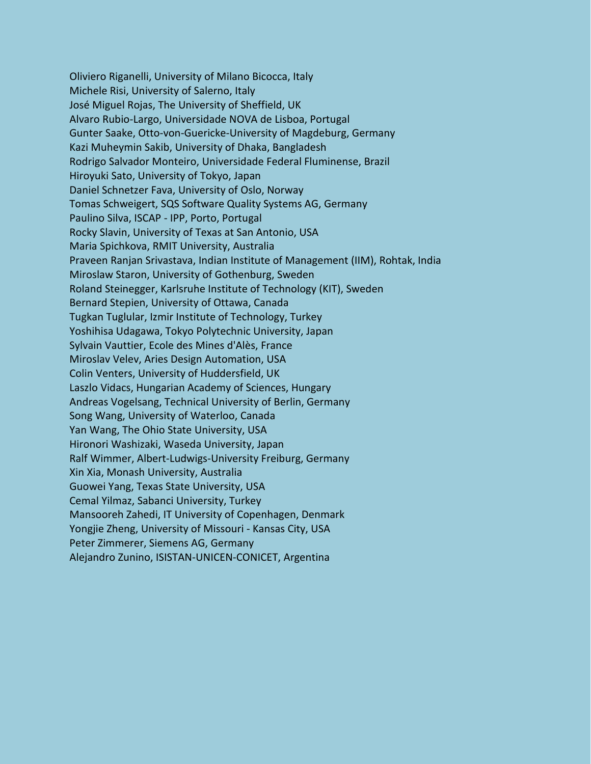Oliviero Riganelli, University of Milano Bicocca, Italy
Michele Risi, University of Salerno, Italy
José Miguel Rojas, The University of Sheffield, UK
Alvaro Rubio-Largo, Universidade NOVA de Lisboa, Portugal
Gunter Saake, Otto-von-Guericke-University of Magdeburg, Germany
Kazi Muheymin Sakib, University of Dhaka, Bangladesh
Rodrigo Salvador Monteiro, Universidade Federal Fluminense, Brazil
Hiroyuki Sato, University of Tokyo, Japan
Daniel Schnetzer Fava, University of Oslo, Norway
Tomas Schweigert, SQS Software Quality Systems AG, Germany
Paulino Silva, ISCAP - IPP, Porto, Portugal
Rocky Slavin, University of Texas at San Antonio, USA
Maria Spichkova, RMIT University, Australia
Praveen Ranjan Srivastava, Indian Institute of Management (IIM), Rohtak, India
Miroslaw Staron, University of Gothenburg, Sweden
Roland Steinegger, Karlsruhe Institute of Technology (KIT), Sweden
Bernard Stepien, University of Ottawa, Canada
Tugkan Tuglular, Izmir Institute of Technology, Turkey
Yoshihisa Udagawa, Tokyo Polytechnic University, Japan
Sylvain Vauttier, Ecole des Mines d'Alès, France
Miroslav Velev, Aries Design Automation, USA
Colin Venters, University of Huddersfield, UK
Laszlo Vidacs, Hungarian Academy of Sciences, Hungary
Andreas Vogelsang, Technical University of Berlin, Germany
Song Wang, University of Waterloo, Canada
Yan Wang, The Ohio State University, USA
Hironori Washizaki, Waseda University, Japan
Ralf Wimmer, Albert-Ludwigs-University Freiburg, Germany
Xin Xia, Monash University, Australia
Guowei Yang, Texas State University, USA
Cemal Yilmaz, Sabanci University, Turkey
Mansooreh Zahedi, IT University of Copenhagen, Denmark
Yongjie Zheng, University of Missouri - Kansas City, USA
Peter Zimmerer, Siemens AG, Germany
Alejandro Zunino, ISISTAN-UNICEN-CONICET, Argentina